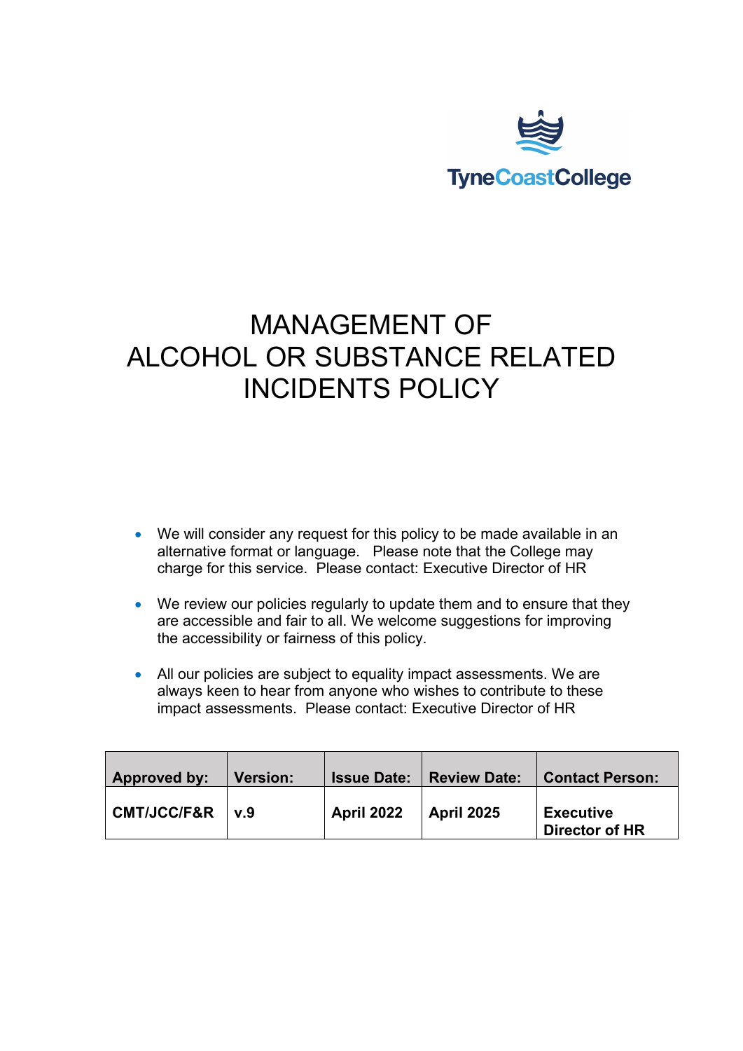TyneCoastCollege

# MANAGEMENT OF ALCOHOL OR SUBSTANCE RELATED INCIDENTS POLICY

- We will consider any request for this policy to be made available in an alternative format or language. Please note that the College may charge for this service. Please contact: Executive Director of HR
- We review our policies regularly to update them and to ensure that they are accessible and fair to all. We welcome suggestions for improving the accessibility or fairness of this policy.
- All our policies are subject to equality impact assessments. We are always keen to hear from anyone who wishes to contribute to these impact assessments. Please contact: Executive Director of HR

| Approved by: | Version: | Issue Date: | Review Date: | Contact Person: |
|---|---|---|---|---|
| **CMT/JCC/F&R** | **v.9** | **April 2022** | **April 2025** | **Executive Director of HR** |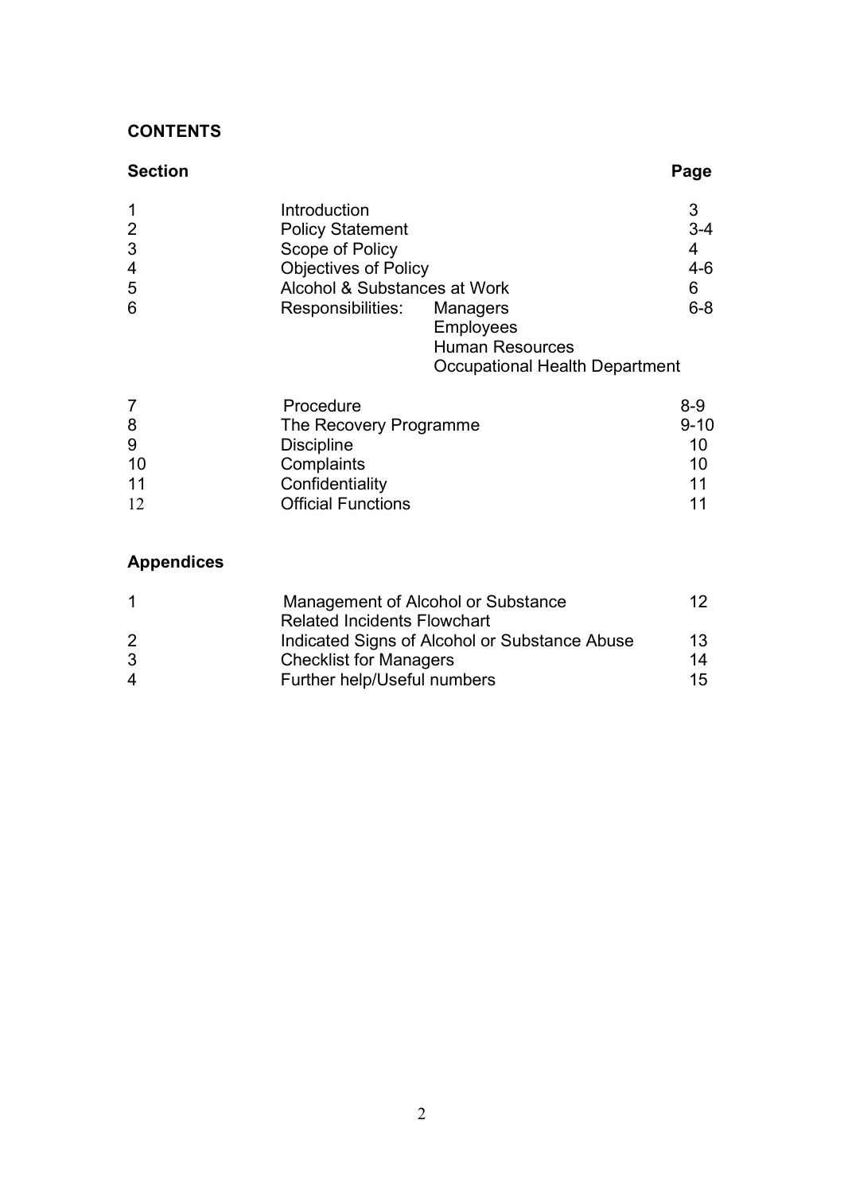**CONTENTS**

| Section | | Page |
|---|---|---|
| 1 | Introduction | 3 |
| 2 | Policy Statement | 3-4 |
| 3 | Scope of Policy | 4 |
| 4 | Objectives of Policy | 4-6 |
| 5 | Alcohol & Substances at Work | 6 |
| 6 | Responsibilities: Managers<br>Employees<br>Human Resources<br>Occupational Health Department | 6-8 |
| 7 | Procedure | 8-9 |
| 8 | The Recovery Programme | 9-10 |
| 9 | Discipline | 10 |
| 10 | Complaints | 10 |
| 11 | Confidentiality | 11 |
| 12 | Official Functions | 11 |

**Appendices**

| | | |
|---|---|---|
| 1 | Management of Alcohol or Substance Related Incidents Flowchart | 12 |
| 2 | Indicated Signs of Alcohol or Substance Abuse | 13 |
| 3 | Checklist for Managers | 14 |
| 4 | Further help/Useful numbers | 15 |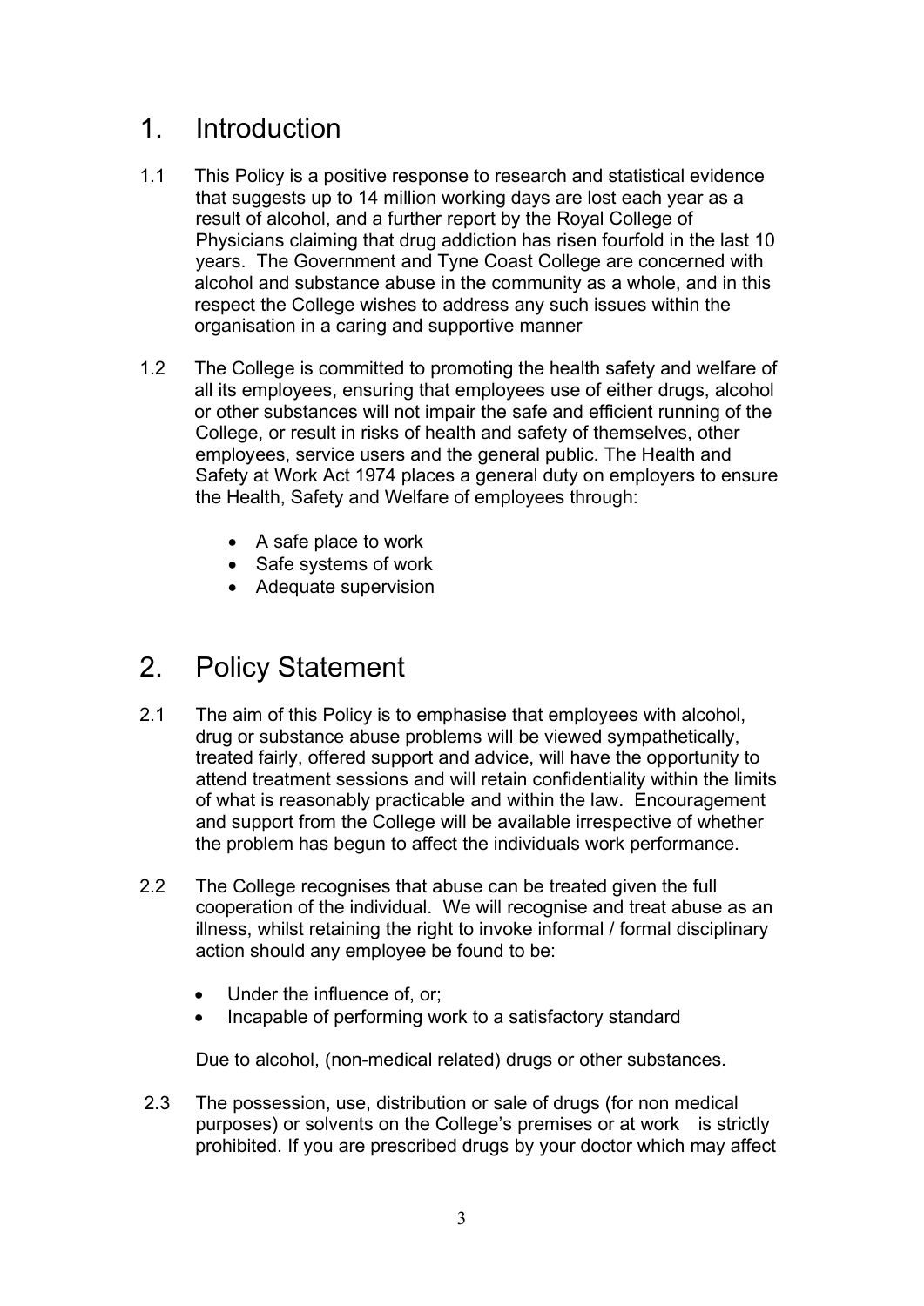# 1. Introduction

1.1 This Policy is a positive response to research and statistical evidence that suggests up to 14 million working days are lost each year as a result of alcohol, and a further report by the Royal College of Physicians claiming that drug addiction has risen fourfold in the last 10 years. The Government and Tyne Coast College are concerned with alcohol and substance abuse in the community as a whole, and in this respect the College wishes to address any such issues within the organisation in a caring and supportive manner

1.2 The College is committed to promoting the health safety and welfare of all its employees, ensuring that employees use of either drugs, alcohol or other substances will not impair the safe and efficient running of the College, or result in risks of health and safety of themselves, other employees, service users and the general public. The Health and Safety at Work Act 1974 places a general duty on employers to ensure the Health, Safety and Welfare of employees through:

- A safe place to work
- Safe systems of work
- Adequate supervision

# 2. Policy Statement

2.1 The aim of this Policy is to emphasise that employees with alcohol, drug or substance abuse problems will be viewed sympathetically, treated fairly, offered support and advice, will have the opportunity to attend treatment sessions and will retain confidentiality within the limits of what is reasonably practicable and within the law. Encouragement and support from the College will be available irrespective of whether the problem has begun to affect the individuals work performance.

2.2 The College recognises that abuse can be treated given the full cooperation of the individual. We will recognise and treat abuse as an illness, whilst retaining the right to invoke informal / formal disciplinary action should any employee be found to be:

- Under the influence of, or;
- Incapable of performing work to a satisfactory standard

Due to alcohol, (non-medical related) drugs or other substances.

2.3 The possession, use, distribution or sale of drugs (for non medical purposes) or solvents on the College's premises or at work is strictly prohibited. If you are prescribed drugs by your doctor which may affect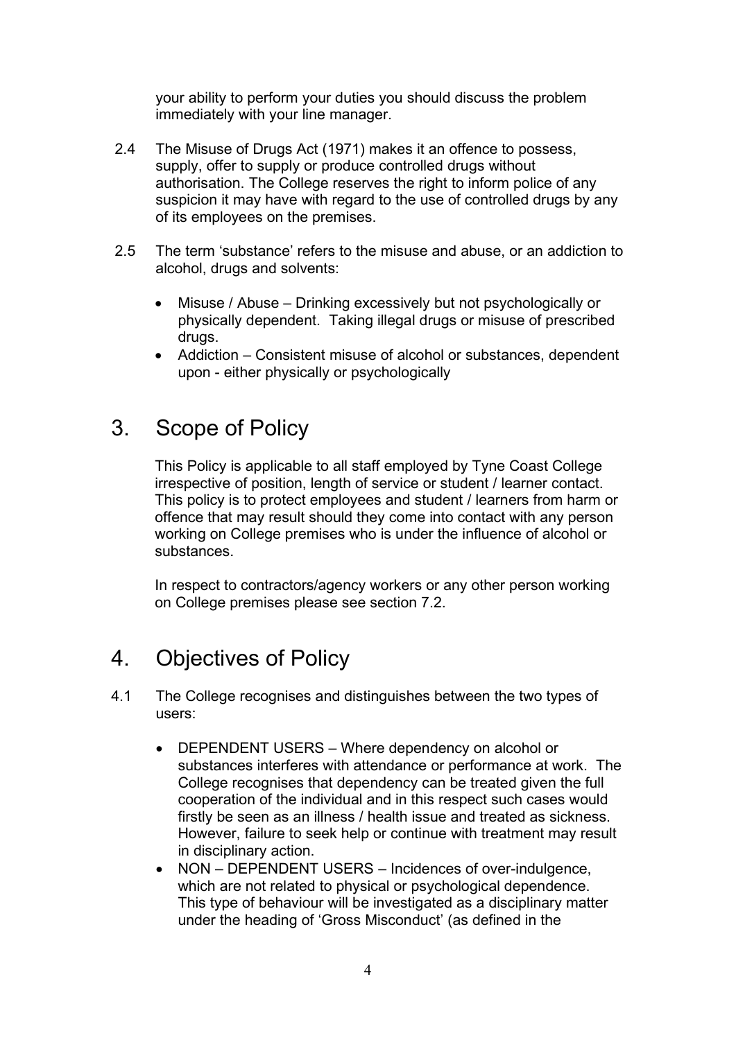your ability to perform your duties you should discuss the problem immediately with your line manager.

2.4 The Misuse of Drugs Act (1971) makes it an offence to possess, supply, offer to supply or produce controlled drugs without authorisation. The College reserves the right to inform police of any suspicion it may have with regard to the use of controlled drugs by any of its employees on the premises.

2.5 The term 'substance' refers to the misuse and abuse, or an addiction to alcohol, drugs and solvents:

- Misuse / Abuse – Drinking excessively but not psychologically or physically dependent. Taking illegal drugs or misuse of prescribed drugs.
- Addiction – Consistent misuse of alcohol or substances, dependent upon - either physically or psychologically

## 3. Scope of Policy

This Policy is applicable to all staff employed by Tyne Coast College irrespective of position, length of service or student / learner contact. This policy is to protect employees and student / learners from harm or offence that may result should they come into contact with any person working on College premises who is under the influence of alcohol or substances.

In respect to contractors/agency workers or any other person working on College premises please see section 7.2.

## 4. Objectives of Policy

4.1 The College recognises and distinguishes between the two types of users:

- DEPENDENT USERS – Where dependency on alcohol or substances interferes with attendance or performance at work. The College recognises that dependency can be treated given the full cooperation of the individual and in this respect such cases would firstly be seen as an illness / health issue and treated as sickness. However, failure to seek help or continue with treatment may result in disciplinary action.
- NON – DEPENDENT USERS – Incidences of over-indulgence, which are not related to physical or psychological dependence. This type of behaviour will be investigated as a disciplinary matter under the heading of 'Gross Misconduct' (as defined in the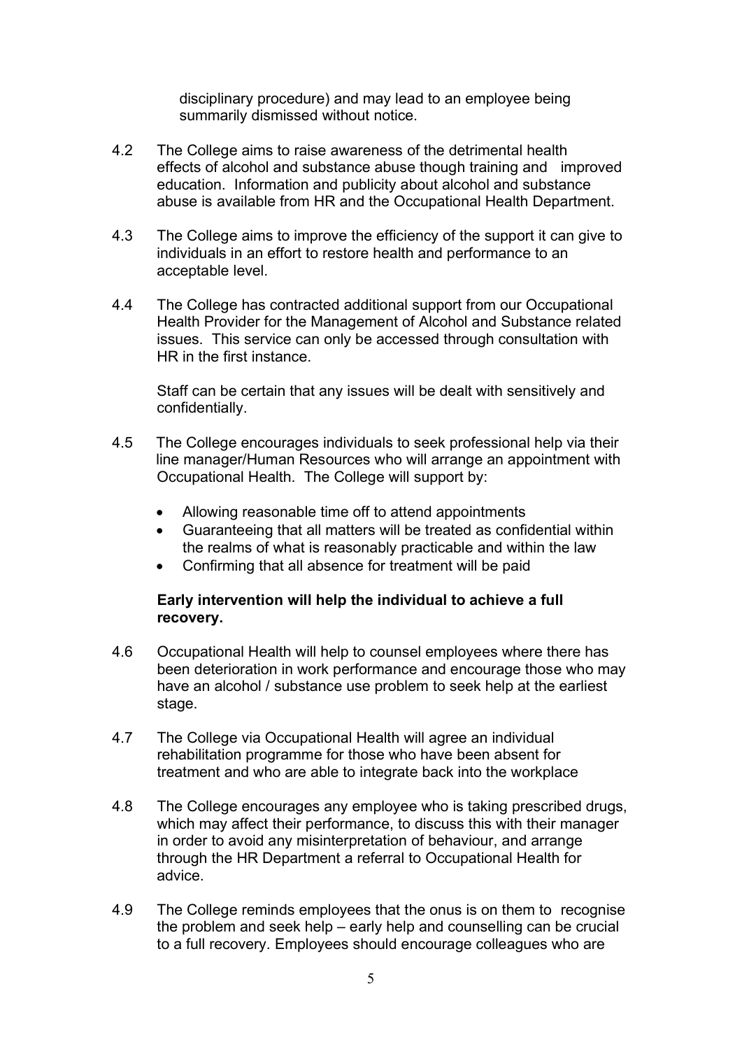disciplinary procedure) and may lead to an employee being summarily dismissed without notice.

4.2 The College aims to raise awareness of the detrimental health effects of alcohol and substance abuse though training and improved education. Information and publicity about alcohol and substance abuse is available from HR and the Occupational Health Department.

4.3 The College aims to improve the efficiency of the support it can give to individuals in an effort to restore health and performance to an acceptable level.

4.4 The College has contracted additional support from our Occupational Health Provider for the Management of Alcohol and Substance related issues. This service can only be accessed through consultation with HR in the first instance.

Staff can be certain that any issues will be dealt with sensitively and confidentially.

4.5 The College encourages individuals to seek professional help via their line manager/Human Resources who will arrange an appointment with Occupational Health. The College will support by:

- Allowing reasonable time off to attend appointments
- Guaranteeing that all matters will be treated as confidential within the realms of what is reasonably practicable and within the law
- Confirming that all absence for treatment will be paid

**Early intervention will help the individual to achieve a full recovery.**

4.6 Occupational Health will help to counsel employees where there has been deterioration in work performance and encourage those who may have an alcohol / substance use problem to seek help at the earliest stage.

4.7 The College via Occupational Health will agree an individual rehabilitation programme for those who have been absent for treatment and who are able to integrate back into the workplace

4.8 The College encourages any employee who is taking prescribed drugs, which may affect their performance, to discuss this with their manager in order to avoid any misinterpretation of behaviour, and arrange through the HR Department a referral to Occupational Health for advice.

4.9 The College reminds employees that the onus is on them to recognise the problem and seek help – early help and counselling can be crucial to a full recovery. Employees should encourage colleagues who are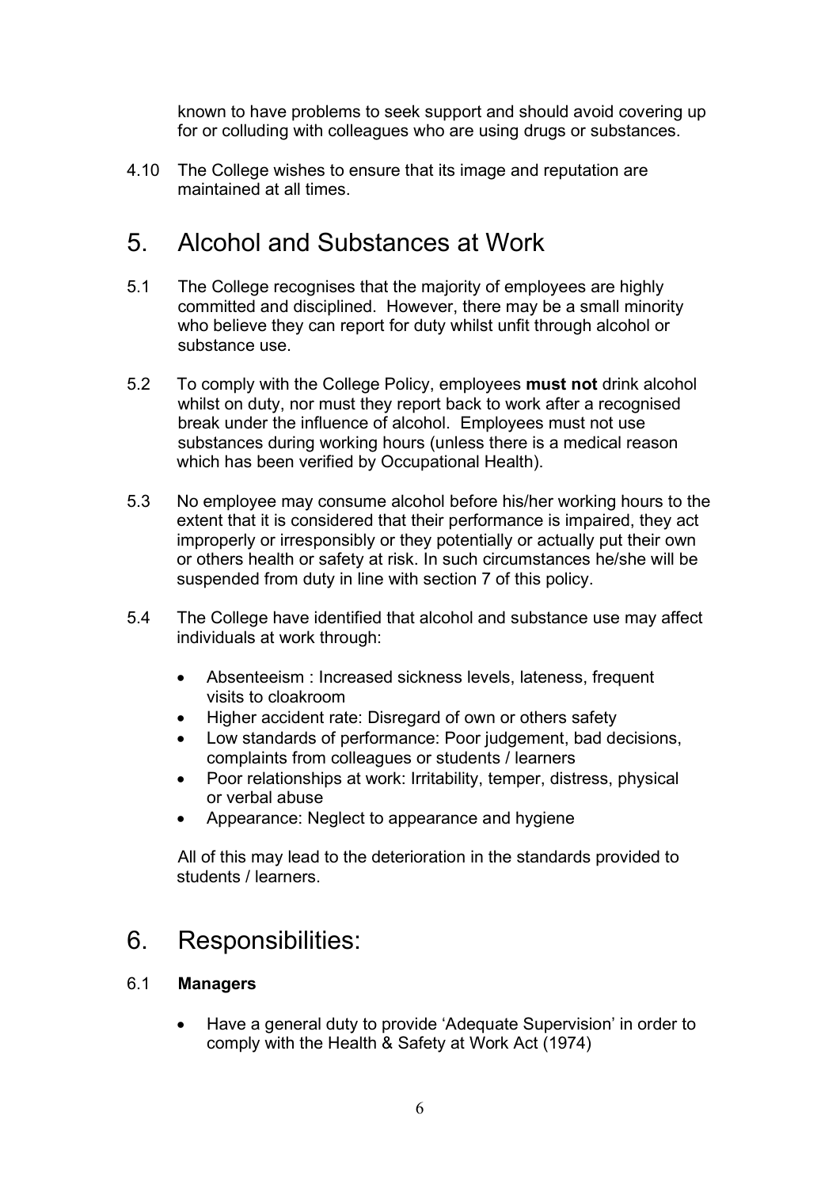known to have problems to seek support and should avoid covering up for or colluding with colleagues who are using drugs or substances.

4.10 The College wishes to ensure that its image and reputation are maintained at all times.

# 5. Alcohol and Substances at Work

5.1 The College recognises that the majority of employees are highly committed and disciplined. However, there may be a small minority who believe they can report for duty whilst unfit through alcohol or substance use.

5.2 To comply with the College Policy, employees **must not** drink alcohol whilst on duty, nor must they report back to work after a recognised break under the influence of alcohol. Employees must not use substances during working hours (unless there is a medical reason which has been verified by Occupational Health).

5.3 No employee may consume alcohol before his/her working hours to the extent that it is considered that their performance is impaired, they act improperly or irresponsibly or they potentially or actually put their own or others health or safety at risk. In such circumstances he/she will be suspended from duty in line with section 7 of this policy.

5.4 The College have identified that alcohol and substance use may affect individuals at work through:

- Absenteeism : Increased sickness levels, lateness, frequent visits to cloakroom
- Higher accident rate: Disregard of own or others safety
- Low standards of performance: Poor judgement, bad decisions, complaints from colleagues or students / learners
- Poor relationships at work: Irritability, temper, distress, physical or verbal abuse
- Appearance: Neglect to appearance and hygiene

All of this may lead to the deterioration in the standards provided to students / learners.

# 6. Responsibilities:

6.1 **Managers**

- Have a general duty to provide 'Adequate Supervision' in order to comply with the Health & Safety at Work Act (1974)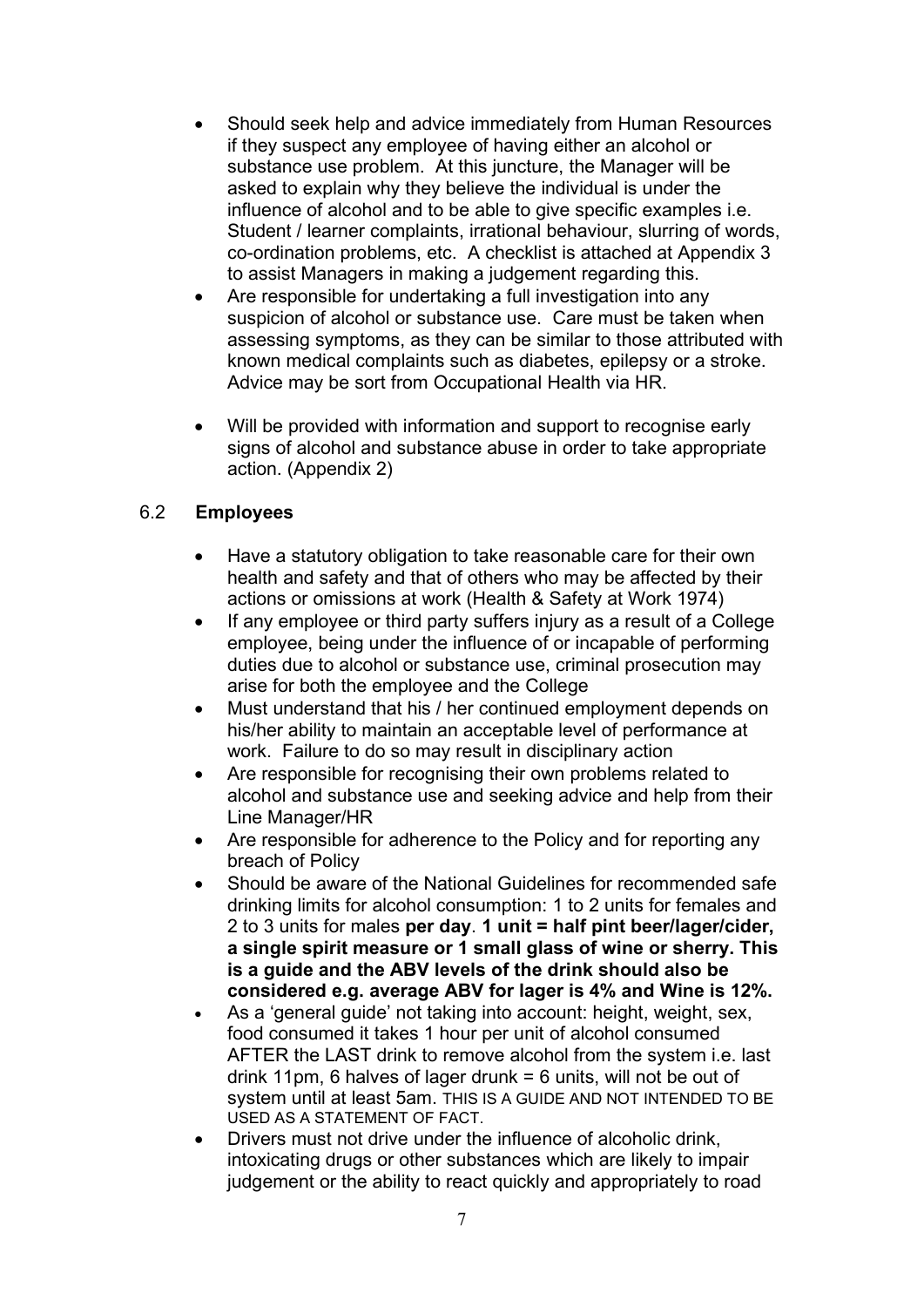- Should seek help and advice immediately from Human Resources if they suspect any employee of having either an alcohol or substance use problem. At this juncture, the Manager will be asked to explain why they believe the individual is under the influence of alcohol and to be able to give specific examples i.e. Student / learner complaints, irrational behaviour, slurring of words, co-ordination problems, etc. A checklist is attached at Appendix 3 to assist Managers in making a judgement regarding this.
- Are responsible for undertaking a full investigation into any suspicion of alcohol or substance use. Care must be taken when assessing symptoms, as they can be similar to those attributed with known medical complaints such as diabetes, epilepsy or a stroke. Advice may be sort from Occupational Health via HR.
- Will be provided with information and support to recognise early signs of alcohol and substance abuse in order to take appropriate action. (Appendix 2)

### 6.2 **Employees**

- Have a statutory obligation to take reasonable care for their own health and safety and that of others who may be affected by their actions or omissions at work (Health & Safety at Work 1974)
- If any employee or third party suffers injury as a result of a College employee, being under the influence of or incapable of performing duties due to alcohol or substance use, criminal prosecution may arise for both the employee and the College
- Must understand that his / her continued employment depends on his/her ability to maintain an acceptable level of performance at work. Failure to do so may result in disciplinary action
- Are responsible for recognising their own problems related to alcohol and substance use and seeking advice and help from their Line Manager/HR
- Are responsible for adherence to the Policy and for reporting any breach of Policy
- Should be aware of the National Guidelines for recommended safe drinking limits for alcohol consumption: 1 to 2 units for females and 2 to 3 units for males **per day**. **1 unit = half pint beer/lager/cider, a single spirit measure or 1 small glass of wine or sherry. This is a guide and the ABV levels of the drink should also be considered e.g. average ABV for lager is 4% and Wine is 12%.**
- As a 'general guide' not taking into account: height, weight, sex, food consumed it takes 1 hour per unit of alcohol consumed AFTER the LAST drink to remove alcohol from the system i.e. last drink 11pm, 6 halves of lager drunk = 6 units, will not be out of system until at least 5am. THIS IS A GUIDE AND NOT INTENDED TO BE USED AS A STATEMENT OF FACT.
- Drivers must not drive under the influence of alcoholic drink, intoxicating drugs or other substances which are likely to impair judgement or the ability to react quickly and appropriately to road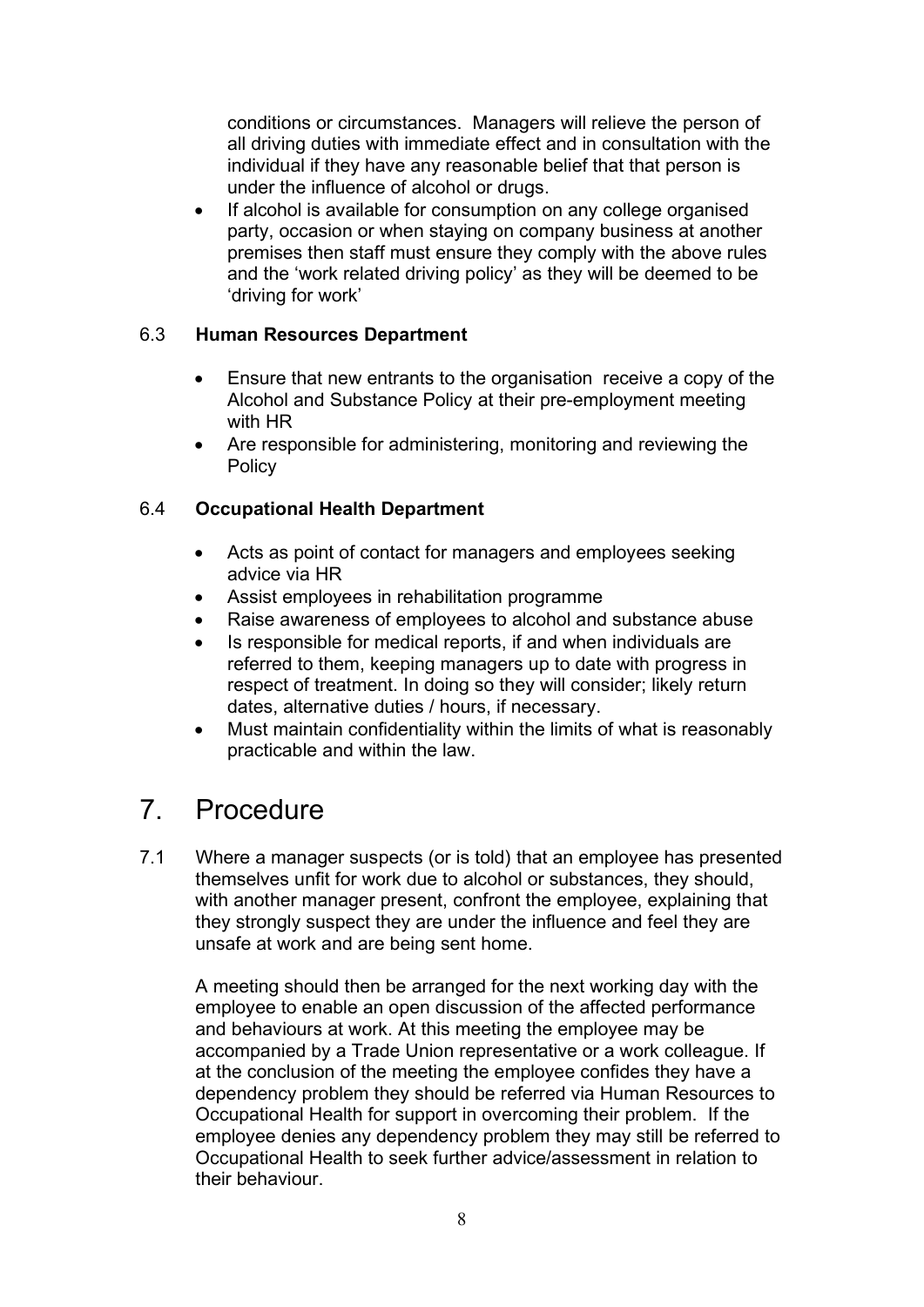conditions or circumstances. Managers will relieve the person of all driving duties with immediate effect and in consultation with the individual if they have any reasonable belief that that person is under the influence of alcohol or drugs.

- If alcohol is available for consumption on any college organised party, occasion or when staying on company business at another premises then staff must ensure they comply with the above rules and the 'work related driving policy' as they will be deemed to be 'driving for work'

### 6.3 Human Resources Department

- Ensure that new entrants to the organisation receive a copy of the Alcohol and Substance Policy at their pre-employment meeting with HR
- Are responsible for administering, monitoring and reviewing the Policy

### 6.4 Occupational Health Department

- Acts as point of contact for managers and employees seeking advice via HR
- Assist employees in rehabilitation programme
- Raise awareness of employees to alcohol and substance abuse
- Is responsible for medical reports, if and when individuals are referred to them, keeping managers up to date with progress in respect of treatment. In doing so they will consider; likely return dates, alternative duties / hours, if necessary.
- Must maintain confidentiality within the limits of what is reasonably practicable and within the law.

# 7. Procedure

7.1 Where a manager suspects (or is told) that an employee has presented themselves unfit for work due to alcohol or substances, they should, with another manager present, confront the employee, explaining that they strongly suspect they are under the influence and feel they are unsafe at work and are being sent home.

A meeting should then be arranged for the next working day with the employee to enable an open discussion of the affected performance and behaviours at work. At this meeting the employee may be accompanied by a Trade Union representative or a work colleague. If at the conclusion of the meeting the employee confides they have a dependency problem they should be referred via Human Resources to Occupational Health for support in overcoming their problem. If the employee denies any dependency problem they may still be referred to Occupational Health to seek further advice/assessment in relation to their behaviour.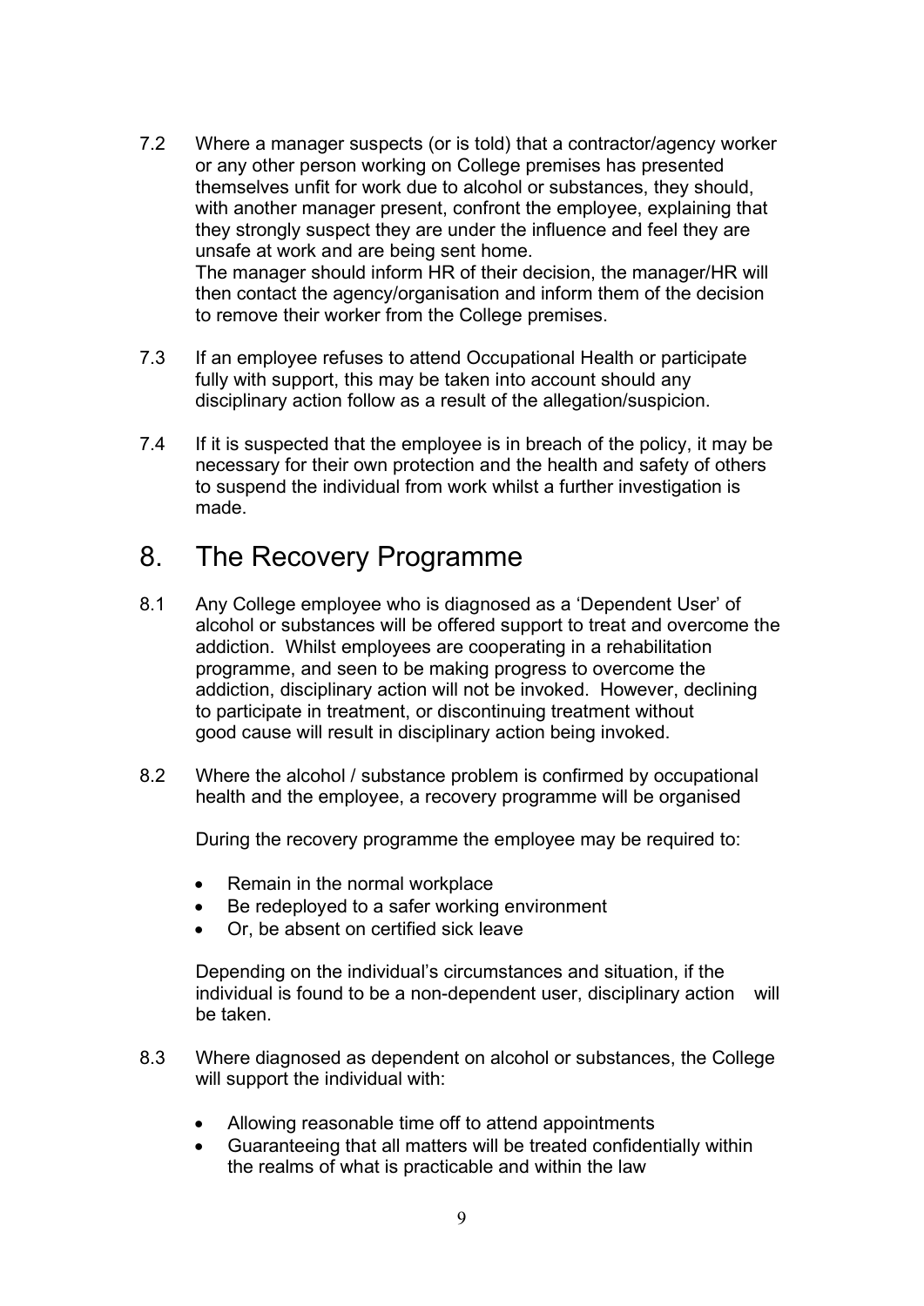7.2 Where a manager suspects (or is told) that a contractor/agency worker or any other person working on College premises has presented themselves unfit for work due to alcohol or substances, they should, with another manager present, confront the employee, explaining that they strongly suspect they are under the influence and feel they are unsafe at work and are being sent home.
The manager should inform HR of their decision, the manager/HR will then contact the agency/organisation and inform them of the decision to remove their worker from the College premises.

7.3 If an employee refuses to attend Occupational Health or participate fully with support, this may be taken into account should any disciplinary action follow as a result of the allegation/suspicion.

7.4 If it is suspected that the employee is in breach of the policy, it may be necessary for their own protection and the health and safety of others to suspend the individual from work whilst a further investigation is made.

# 8. The Recovery Programme

8.1 Any College employee who is diagnosed as a 'Dependent User' of alcohol or substances will be offered support to treat and overcome the addiction. Whilst employees are cooperating in a rehabilitation programme, and seen to be making progress to overcome the addiction, disciplinary action will not be invoked. However, declining to participate in treatment, or discontinuing treatment without good cause will result in disciplinary action being invoked.

8.2 Where the alcohol / substance problem is confirmed by occupational health and the employee, a recovery programme will be organised

During the recovery programme the employee may be required to:

- Remain in the normal workplace
- Be redeployed to a safer working environment
- Or, be absent on certified sick leave

Depending on the individual's circumstances and situation, if the individual is found to be a non-dependent user, disciplinary action will be taken.

8.3 Where diagnosed as dependent on alcohol or substances, the College will support the individual with:

- Allowing reasonable time off to attend appointments
- Guaranteeing that all matters will be treated confidentially within the realms of what is practicable and within the law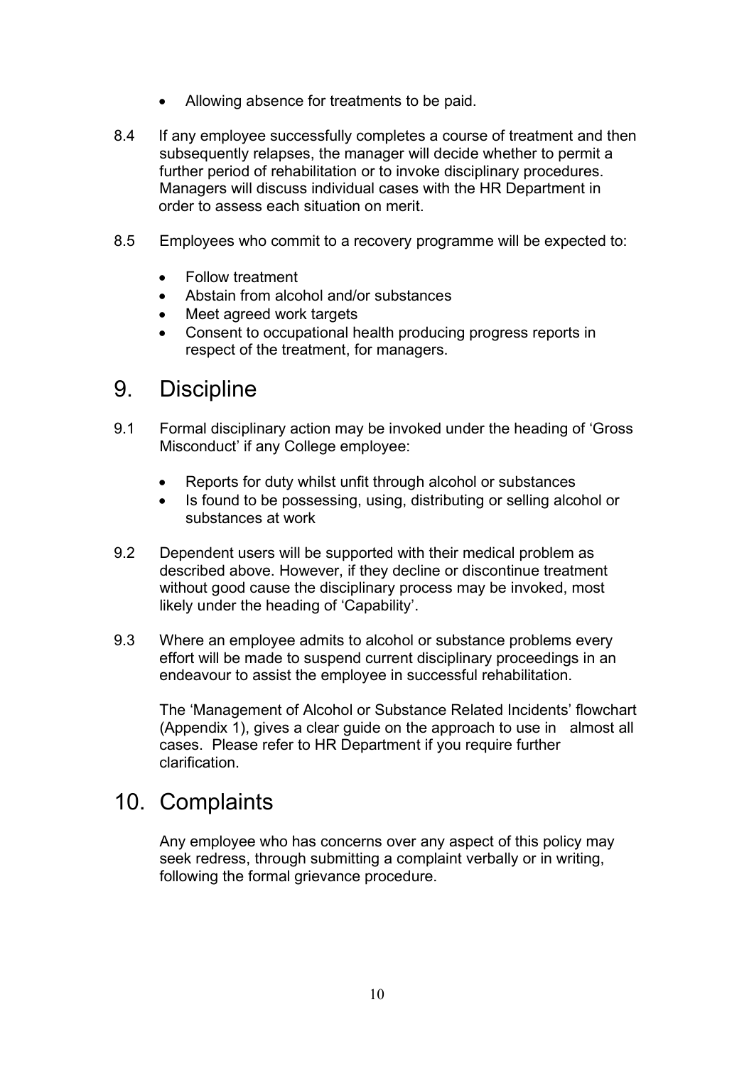- Allowing absence for treatments to be paid.

8.4 If any employee successfully completes a course of treatment and then subsequently relapses, the manager will decide whether to permit a further period of rehabilitation or to invoke disciplinary procedures. Managers will discuss individual cases with the HR Department in order to assess each situation on merit.

8.5 Employees who commit to a recovery programme will be expected to:

- Follow treatment
- Abstain from alcohol and/or substances
- Meet agreed work targets
- Consent to occupational health producing progress reports in respect of the treatment, for managers.

# 9. Discipline

9.1 Formal disciplinary action may be invoked under the heading of 'Gross Misconduct' if any College employee:

- Reports for duty whilst unfit through alcohol or substances
- Is found to be possessing, using, distributing or selling alcohol or substances at work

9.2 Dependent users will be supported with their medical problem as described above. However, if they decline or discontinue treatment without good cause the disciplinary process may be invoked, most likely under the heading of 'Capability'.

9.3 Where an employee admits to alcohol or substance problems every effort will be made to suspend current disciplinary proceedings in an endeavour to assist the employee in successful rehabilitation.

The 'Management of Alcohol or Substance Related Incidents' flowchart (Appendix 1), gives a clear guide on the approach to use in almost all cases. Please refer to HR Department if you require further clarification.

# 10. Complaints

Any employee who has concerns over any aspect of this policy may seek redress, through submitting a complaint verbally or in writing, following the formal grievance procedure.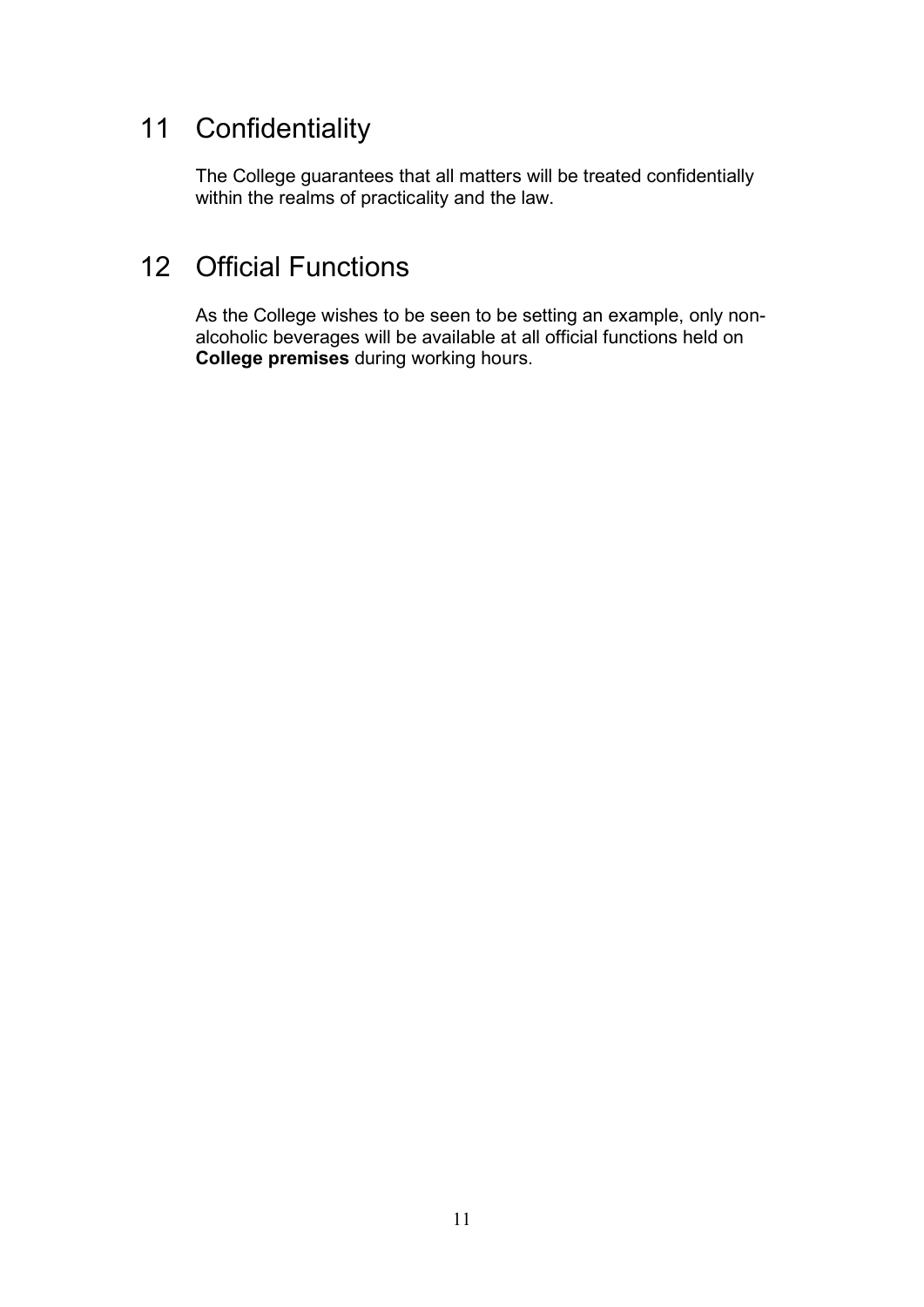# 11 Confidentiality

The College guarantees that all matters will be treated confidentially within the realms of practicality and the law.

# 12 Official Functions

As the College wishes to be seen to be setting an example, only non-alcoholic beverages will be available at all official functions held on **College premises** during working hours.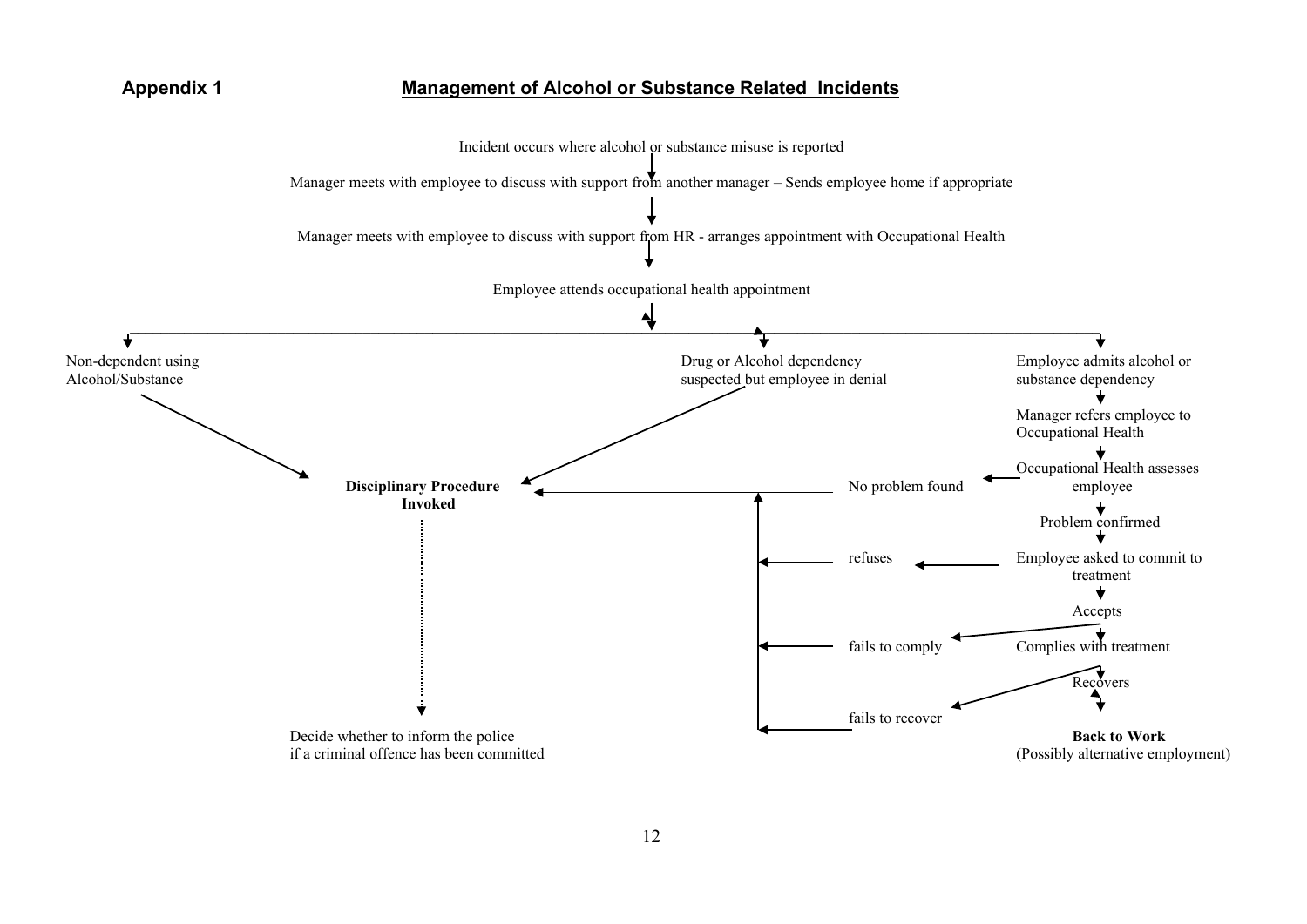**Appendix 1**

## Management of Alcohol or Substance Related Incidents

Incident occurs where alcohol or substance misuse is reported

Manager meets with employee to discuss with support from another manager – Sends employee home if appropriate

Manager meets with employee to discuss with support from HR - arranges appointment with Occupational Health

Employee attends occupational health appointment

Non-dependent using Alcohol/Substance

Drug or Alcohol dependency suspected but employee in denial

Employee admits alcohol or substance dependency

Manager refers employee to Occupational Health

Occupational Health assesses employee

No problem found

**Disciplinary Procedure Invoked**

Problem confirmed

Employee asked to commit to treatment

refuses

Accepts

Complies with treatment

fails to comply

Recovers

fails to recover

Decide whether to inform the police if a criminal offence has been committed

**Back to Work**
(Possibly alternative employment)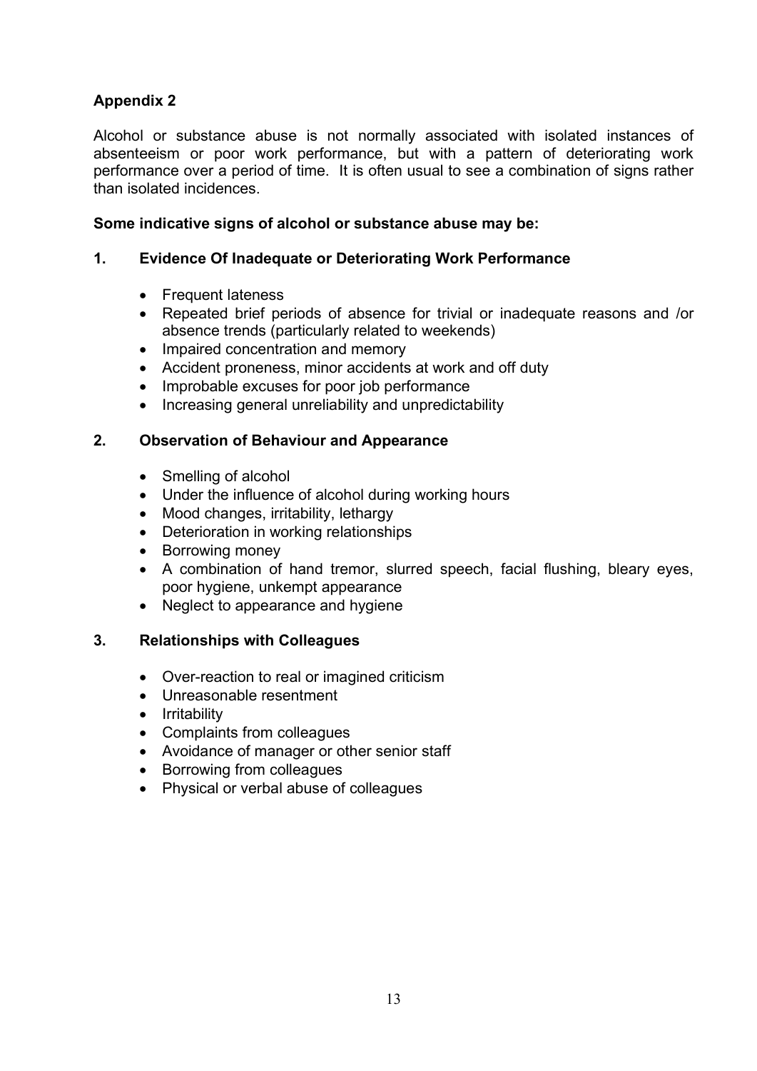## Appendix 2

Alcohol or substance abuse is not normally associated with isolated instances of absenteeism or poor work performance, but with a pattern of deteriorating work performance over a period of time. It is often usual to see a combination of signs rather than isolated incidences.

**Some indicative signs of alcohol or substance abuse may be:**

### 1. Evidence Of Inadequate or Deteriorating Work Performance

- Frequent lateness
- Repeated brief periods of absence for trivial or inadequate reasons and /or absence trends (particularly related to weekends)
- Impaired concentration and memory
- Accident proneness, minor accidents at work and off duty
- Improbable excuses for poor job performance
- Increasing general unreliability and unpredictability

### 2. Observation of Behaviour and Appearance

- Smelling of alcohol
- Under the influence of alcohol during working hours
- Mood changes, irritability, lethargy
- Deterioration in working relationships
- Borrowing money
- A combination of hand tremor, slurred speech, facial flushing, bleary eyes, poor hygiene, unkempt appearance
- Neglect to appearance and hygiene

### 3. Relationships with Colleagues

- Over-reaction to real or imagined criticism
- Unreasonable resentment
- Irritability
- Complaints from colleagues
- Avoidance of manager or other senior staff
- Borrowing from colleagues
- Physical or verbal abuse of colleagues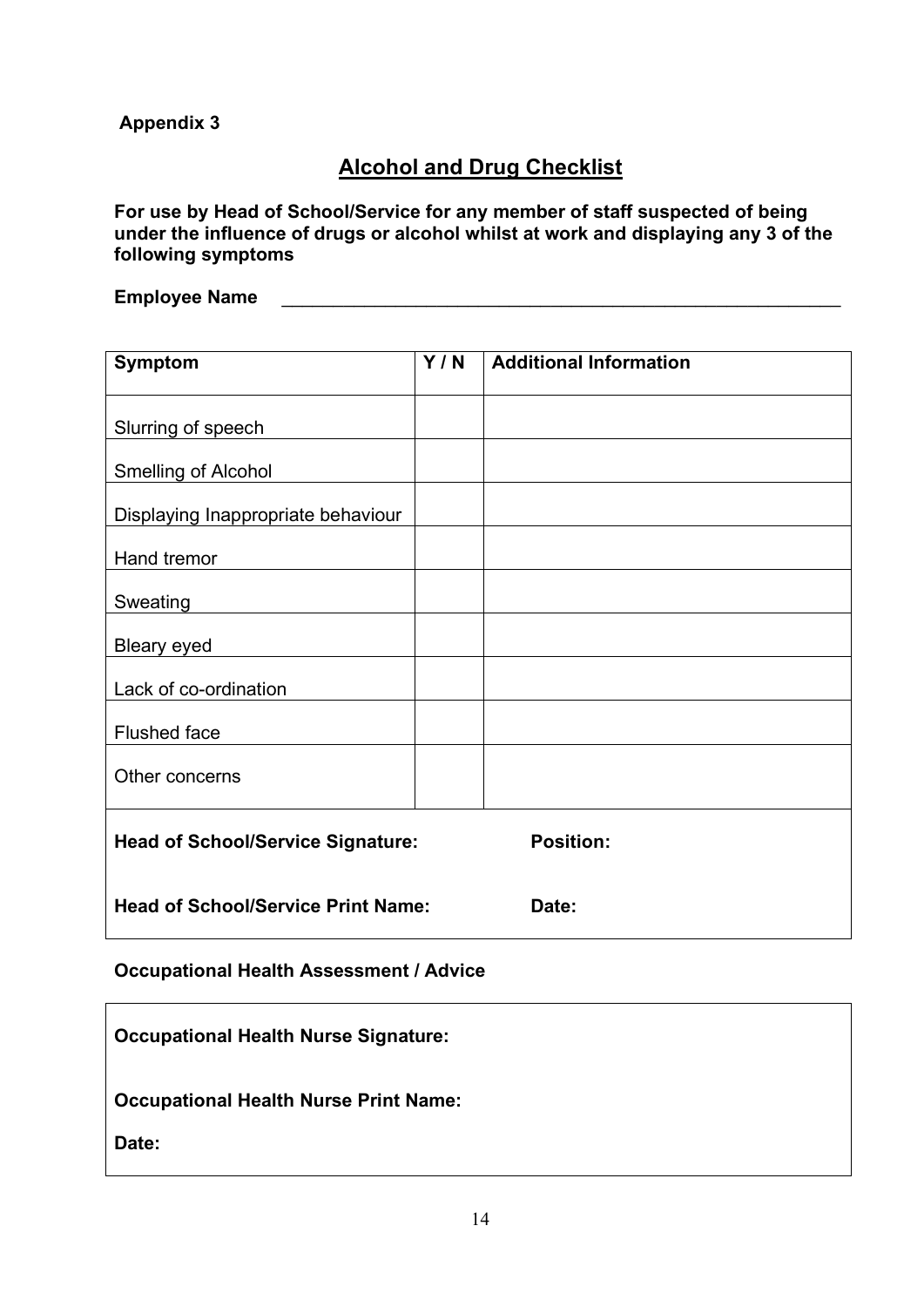**Appendix 3**

## Alcohol and Drug Checklist

**For use by Head of School/Service for any member of staff suspected of being under the influence of drugs or alcohol whilst at work and displaying any 3 of the following symptoms**

**Employee Name** ___________________________________________________________

| Symptom | Y / N | Additional Information |
|---|---|---|
| Slurring of speech | | |
| Smelling of Alcohol | | |
| Displaying Inappropriate behaviour | | |
| Hand tremor | | |
| Sweating | | |
| Bleary eyed | | |
| Lack of co-ordination | | |
| Flushed face | | |
| Other concerns | | |

**Head of School/Service Signature:** **Position:**

**Head of School/Service Print Name:** **Date:**

**Occupational Health Assessment / Advice**

**Occupational Health Nurse Signature:**

**Occupational Health Nurse Print Name:**

**Date:**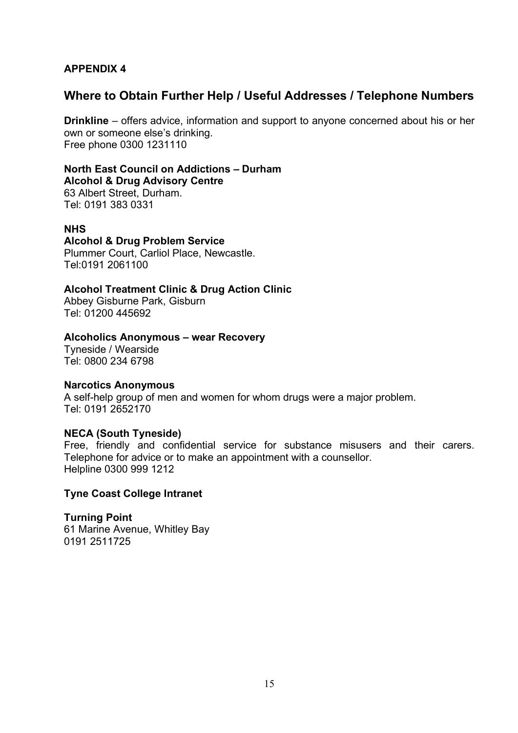**APPENDIX 4**

## Where to Obtain Further Help / Useful Addresses / Telephone Numbers

**Drinkline** – offers advice, information and support to anyone concerned about his or her own or someone else's drinking.
Free phone 0300 1231110

**North East Council on Addictions – Durham**
**Alcohol & Drug Advisory Centre**
63 Albert Street, Durham.
Tel: 0191 383 0331

**NHS**
**Alcohol & Drug Problem Service**
Plummer Court, Carliol Place, Newcastle.
Tel:0191 2061100

**Alcohol Treatment Clinic & Drug Action Clinic**
Abbey Gisburne Park, Gisburn
Tel: 01200 445692

**Alcoholics Anonymous – wear Recovery**
Tyneside / Wearside
Tel: 0800 234 6798

**Narcotics Anonymous**
A self-help group of men and women for whom drugs were a major problem.
Tel: 0191 2652170

**NECA (South Tyneside)**
Free, friendly and confidential service for substance misusers and their carers. Telephone for advice or to make an appointment with a counsellor.
Helpline 0300 999 1212

**Tyne Coast College Intranet**

**Turning Point**
61 Marine Avenue, Whitley Bay
0191 2511725